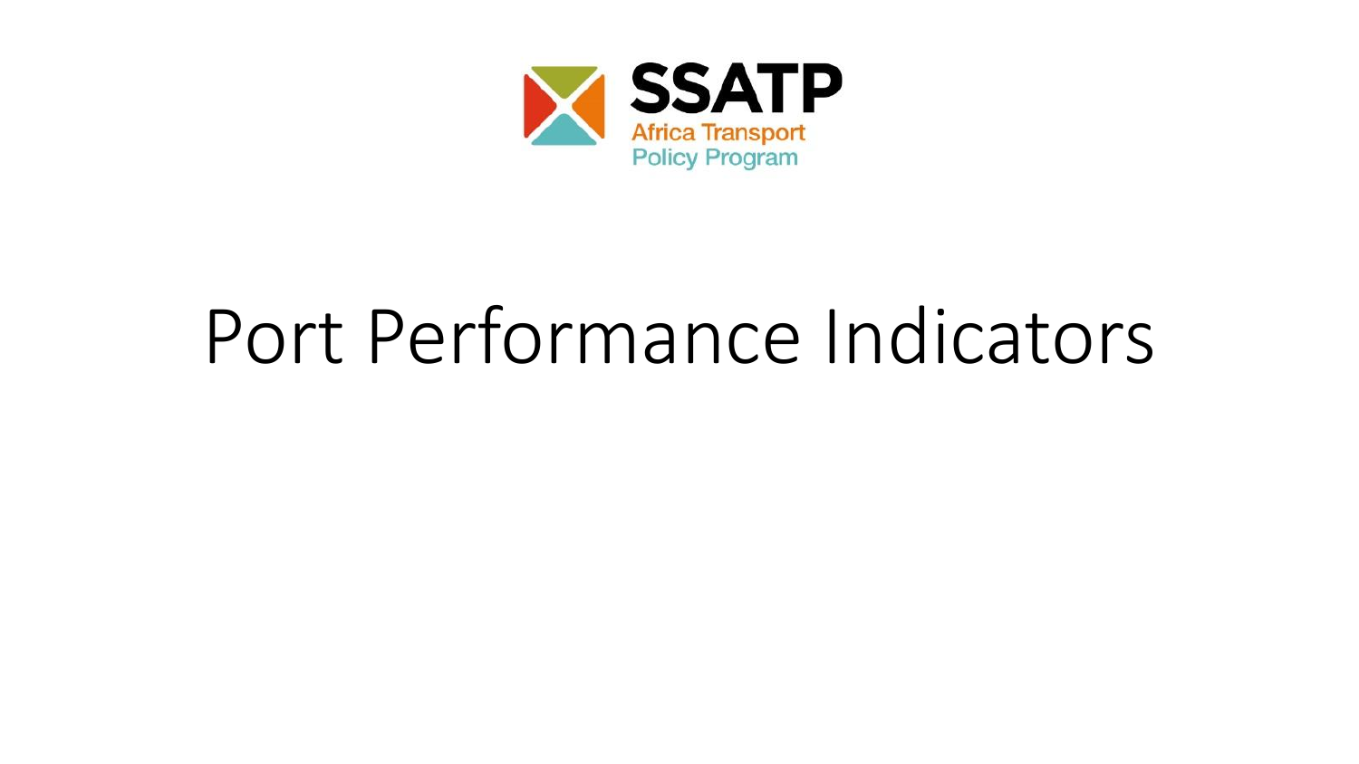SSATP
Africa Transport
Policy Program

# Port Performance Indicators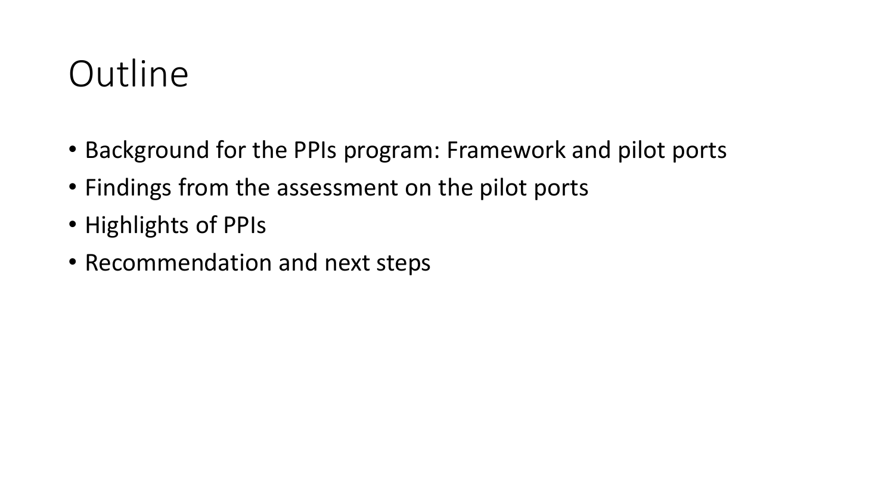# Outline

- Background for the PPIs program: Framework and pilot ports
- Findings from the assessment on the pilot ports
- Highlights of PPIs
- Recommendation and next steps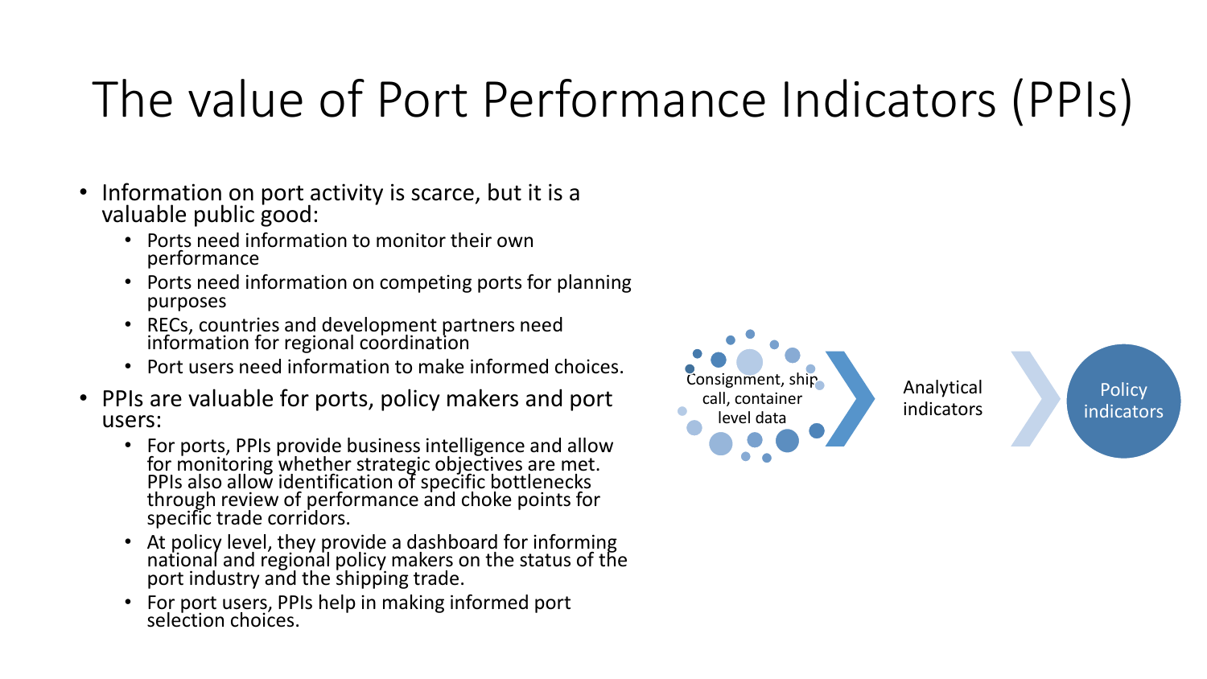# The value of Port Performance Indicators (PPIs)

- Information on port activity is scarce, but it is a valuable public good:
  - Ports need information to monitor their own performance
  - Ports need information on competing ports for planning purposes
  - RECs, countries and development partners need information for regional coordination
  - Port users need information to make informed choices.
- PPIs are valuable for ports, policy makers and port users:
  - For ports, PPIs provide business intelligence and allow for monitoring whether strategic objectives are met. PPIs also allow identification of specific bottlenecks through review of performance and choke points for specific trade corridors.
  - At policy level, they provide a dashboard for informing national and regional policy makers on the status of the port industry and the shipping trade.
  - For port users, PPIs help in making informed port selection choices.

Consignment, ship call, container level data → Analytical indicators → Policy indicators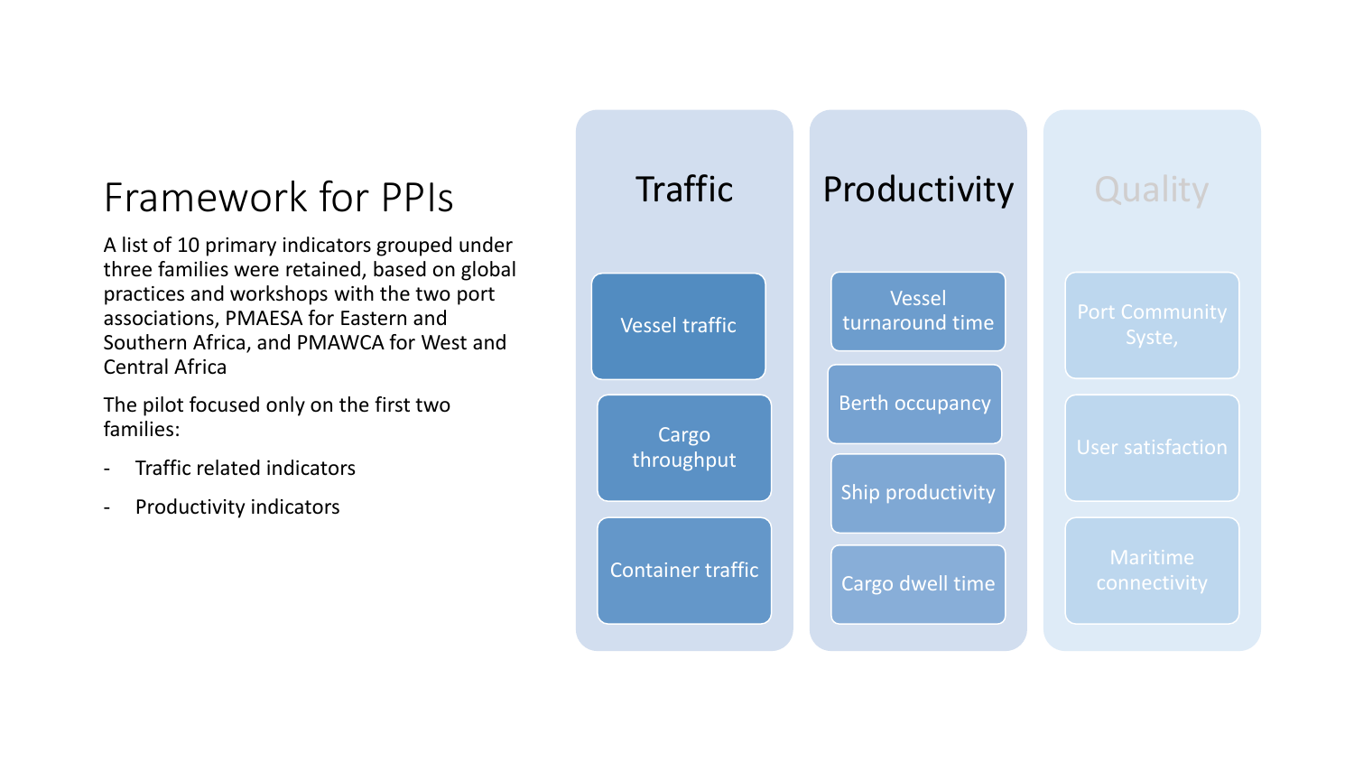# Framework for PPIs

A list of 10 primary indicators grouped under three families were retained, based on global practices and workshops with the two port associations, PMAESA for Eastern and Southern Africa, and PMAWCA for West and Central Africa

The pilot focused only on the first two families:

- Traffic related indicators
- Productivity indicators

| Traffic | Productivity | Quality |
|---|---|---|
| Vessel traffic | Vessel turnaround time | Port Community Syste, |
| Cargo throughput | Berth occupancy | User satisfaction |
| Container traffic | Ship productivity | Maritime connectivity |
| | Cargo dwell time | |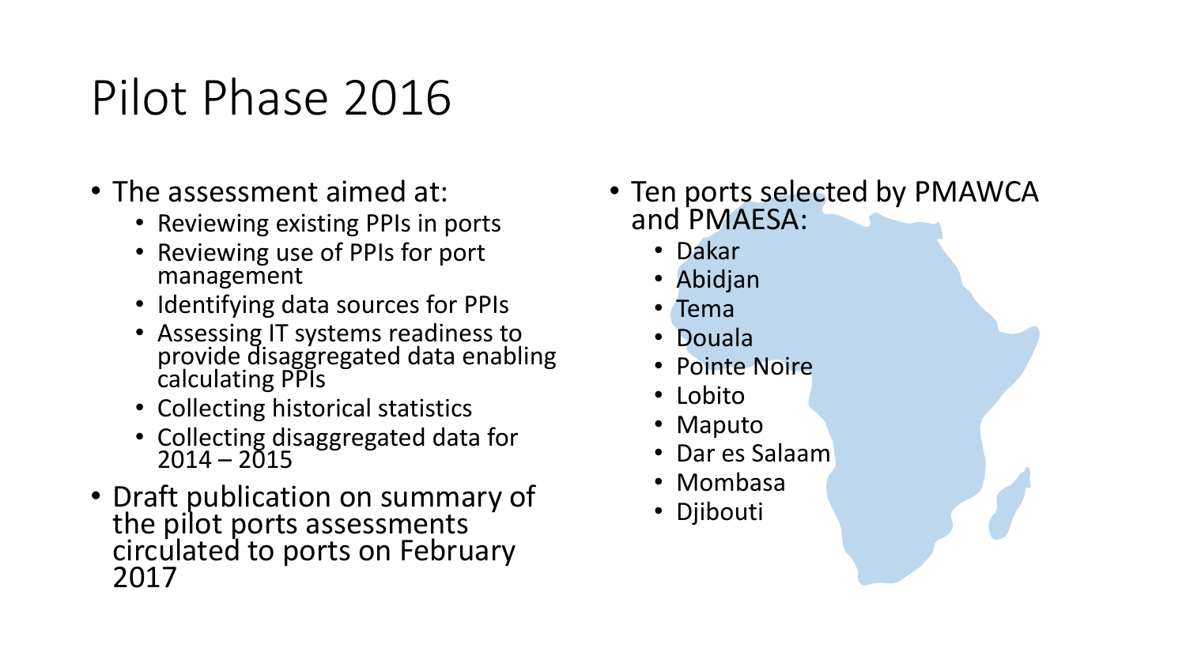# Pilot Phase 2016

- The assessment aimed at:
  - Reviewing existing PPIs in ports
  - Reviewing use of PPIs for port management
  - Identifying data sources for PPIs
  - Assessing IT systems readiness to provide disaggregated data enabling calculating PPIs
  - Collecting historical statistics
  - Collecting disaggregated data for 2014 – 2015
- Draft publication on summary of the pilot ports assessments circulated to ports on February 2017

- Ten ports selected by PMAWCA and PMAESA:
  - Dakar
  - Abidjan
  - Tema
  - Douala
  - Pointe Noire
  - Lobito
  - Maputo
  - Dar es Salaam
  - Mombasa
  - Djibouti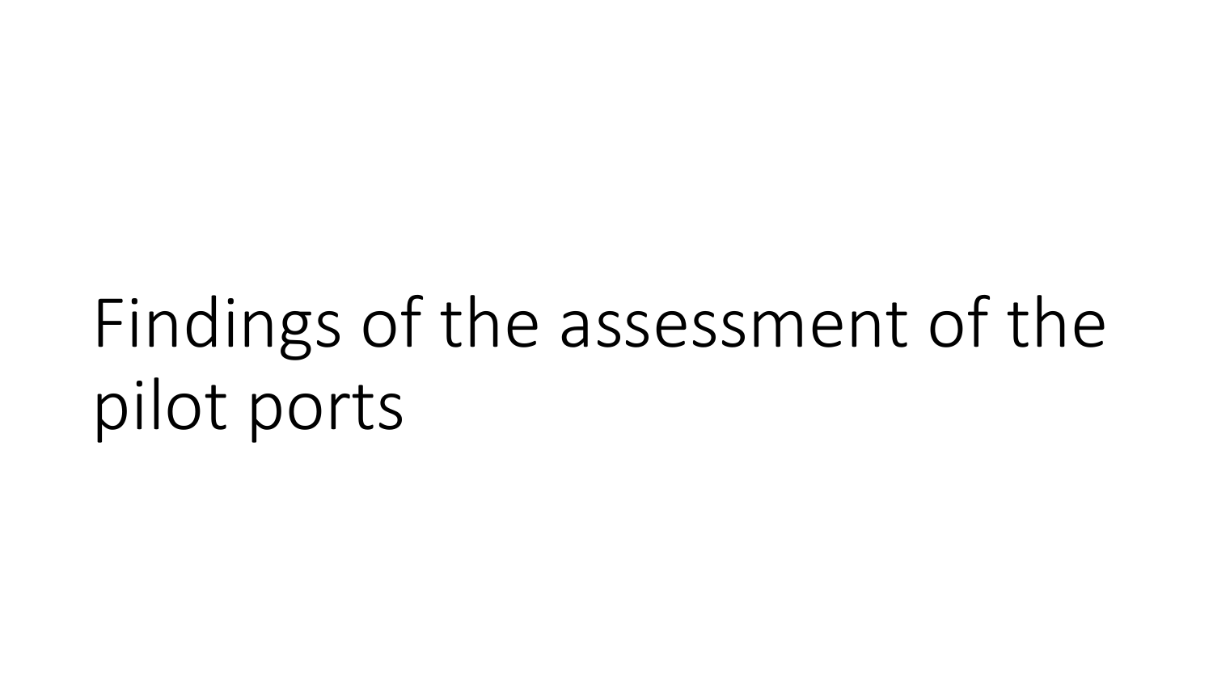# Findings of the assessment of the pilot ports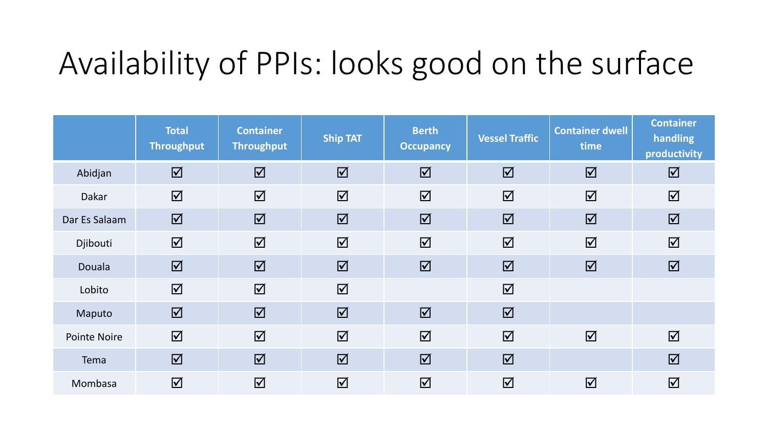# Availability of PPIs: looks good on the surface

| | Total Throughput | Container Throughput | Ship TAT | Berth Occupancy | Vessel Traffic | Container dwell time | Container handling productivity |
|---|---|---|---|---|---|---|---|
| Abidjan | ☑ | ☑ | ☑ | ☑ | ☑ | ☑ | ☑ |
| Dakar | ☑ | ☑ | ☑ | ☑ | ☑ | ☑ | ☑ |
| Dar Es Salaam | ☑ | ☑ | ☑ | ☑ | ☑ | ☑ | ☑ |
| Djibouti | ☑ | ☑ | ☑ | ☑ | ☑ | ☑ | ☑ |
| Douala | ☑ | ☑ | ☑ | ☑ | ☑ | ☑ | ☑ |
| Lobito | ☑ | ☑ | ☑ | | ☑ | | |
| Maputo | ☑ | ☑ | ☑ | ☑ | ☑ | | |
| Pointe Noire | ☑ | ☑ | ☑ | ☑ | ☑ | ☑ | ☑ |
| Tema | ☑ | ☑ | ☑ | ☑ | ☑ | | ☑ |
| Mombasa | ☑ | ☑ | ☑ | ☑ | ☑ | ☑ | ☑ |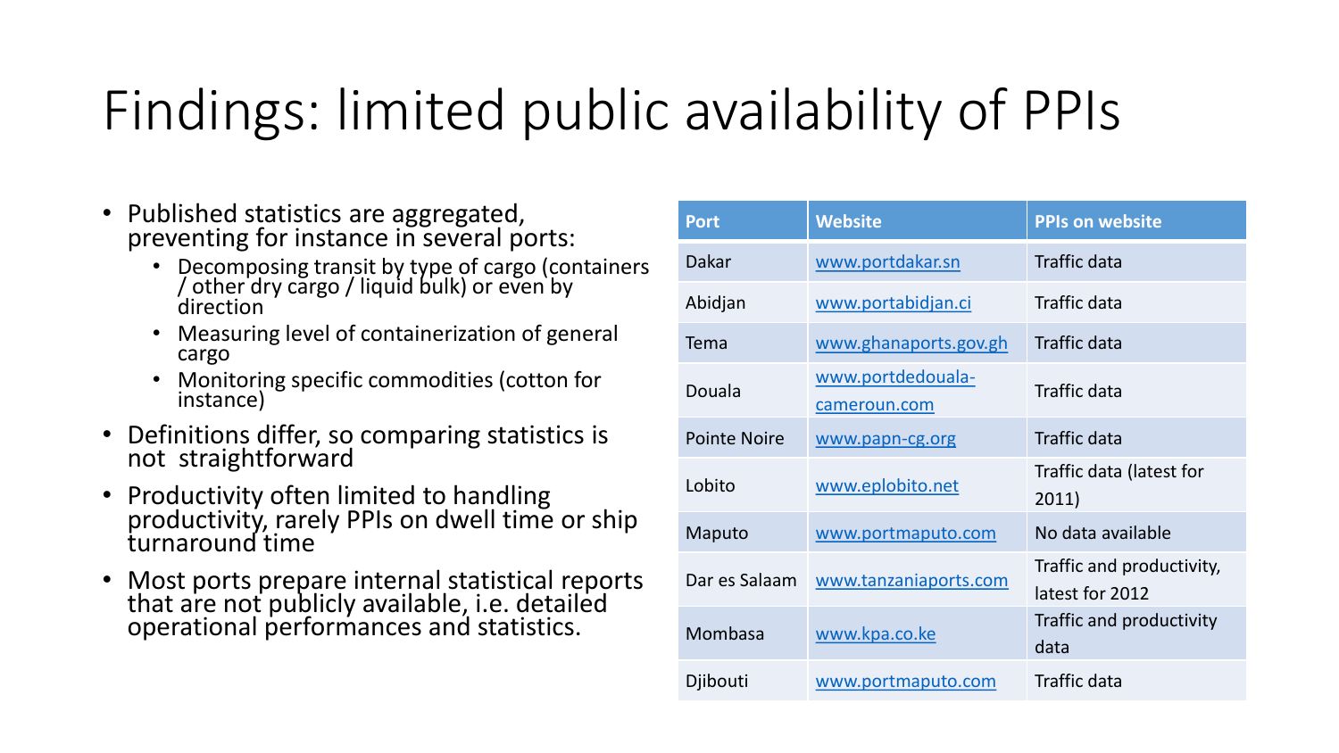# Findings: limited public availability of PPIs

- Published statistics are aggregated, preventing for instance in several ports:
  - Decomposing transit by type of cargo (containers / other dry cargo / liquid bulk) or even by direction
  - Measuring level of containerization of general cargo
  - Monitoring specific commodities (cotton for instance)
- Definitions differ, so comparing statistics is not straightforward
- Productivity often limited to handling productivity, rarely PPIs on dwell time or ship turnaround time
- Most ports prepare internal statistical reports that are not publicly available, i.e. detailed operational performances and statistics.

| Port | Website | PPIs on website |
|---|---|---|
| Dakar | www.portdakar.sn | Traffic data |
| Abidjan | www.portabidjan.ci | Traffic data |
| Tema | www.ghanaports.gov.gh | Traffic data |
| Douala | www.portdedouala-cameroun.com | Traffic data |
| Pointe Noire | www.papn-cg.org | Traffic data |
| Lobito | www.eplobito.net | Traffic data (latest for 2011) |
| Maputo | www.portmaputo.com | No data available |
| Dar es Salaam | www.tanzaniaports.com | Traffic and productivity, latest for 2012 |
| Mombasa | www.kpa.co.ke | Traffic and productivity data |
| Djibouti | www.portmaputo.com | Traffic data |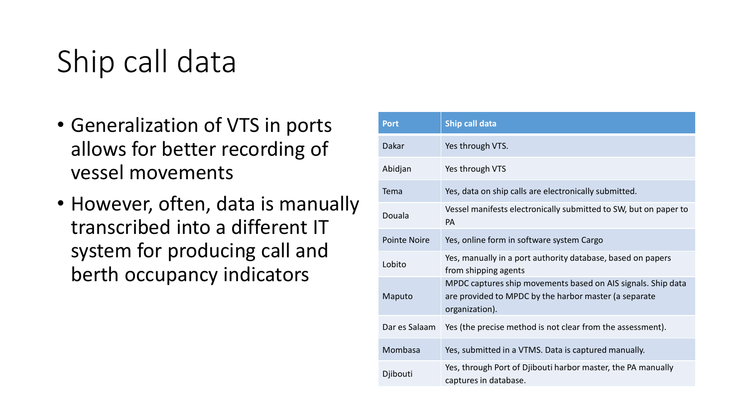# Ship call data

- Generalization of VTS in ports allows for better recording of vessel movements
- However, often, data is manually transcribed into a different IT system for producing call and berth occupancy indicators

| Port | Ship call data |
|---|---|
| Dakar | Yes through VTS. |
| Abidjan | Yes through VTS |
| Tema | Yes, data on ship calls are electronically submitted. |
| Douala | Vessel manifests electronically submitted to SW, but on paper to PA |
| Pointe Noire | Yes, online form in software system Cargo |
| Lobito | Yes, manually in a port authority database, based on papers from shipping agents |
| Maputo | MPDC captures ship movements based on AIS signals. Ship data are provided to MPDC by the harbor master (a separate organization). |
| Dar es Salaam | Yes (the precise method is not clear from the assessment). |
| Mombasa | Yes, submitted in a VTMS. Data is captured manually. |
| Djibouti | Yes, through Port of Djibouti harbor master, the PA manually captures in database. |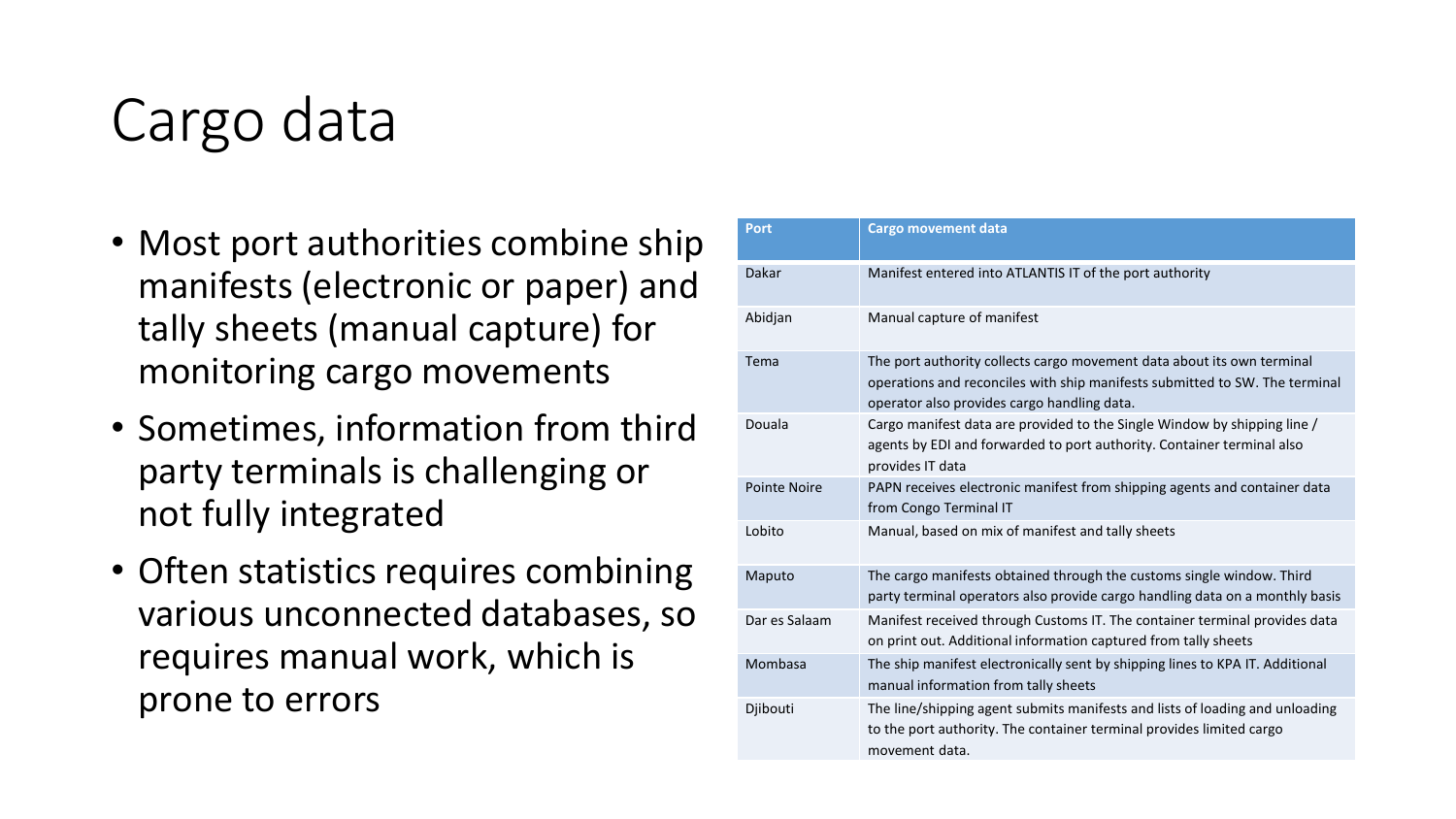# Cargo data

- Most port authorities combine ship manifests (electronic or paper) and tally sheets (manual capture) for monitoring cargo movements
- Sometimes, information from third party terminals is challenging or not fully integrated
- Often statistics requires combining various unconnected databases, so requires manual work, which is prone to errors

| Port | Cargo movement data |
|---|---|
| Dakar | Manifest entered into ATLANTIS IT of the port authority |
| Abidjan | Manual capture of manifest |
| Tema | The port authority collects cargo movement data about its own terminal operations and reconciles with ship manifests submitted to SW. The terminal operator also provides cargo handling data. |
| Douala | Cargo manifest data are provided to the Single Window by shipping line / agents by EDI and forwarded to port authority. Container terminal also provides IT data |
| Pointe Noire | PAPN receives electronic manifest from shipping agents and container data from Congo Terminal IT |
| Lobito | Manual, based on mix of manifest and tally sheets |
| Maputo | The cargo manifests obtained through the customs single window. Third party terminal operators also provide cargo handling data on a monthly basis |
| Dar es Salaam | Manifest received through Customs IT. The container terminal provides data on print out. Additional information captured from tally sheets |
| Mombasa | The ship manifest electronically sent by shipping lines to KPA IT. Additional manual information from tally sheets |
| Djibouti | The line/shipping agent submits manifests and lists of loading and unloading to the port authority. The container terminal provides limited cargo movement data. |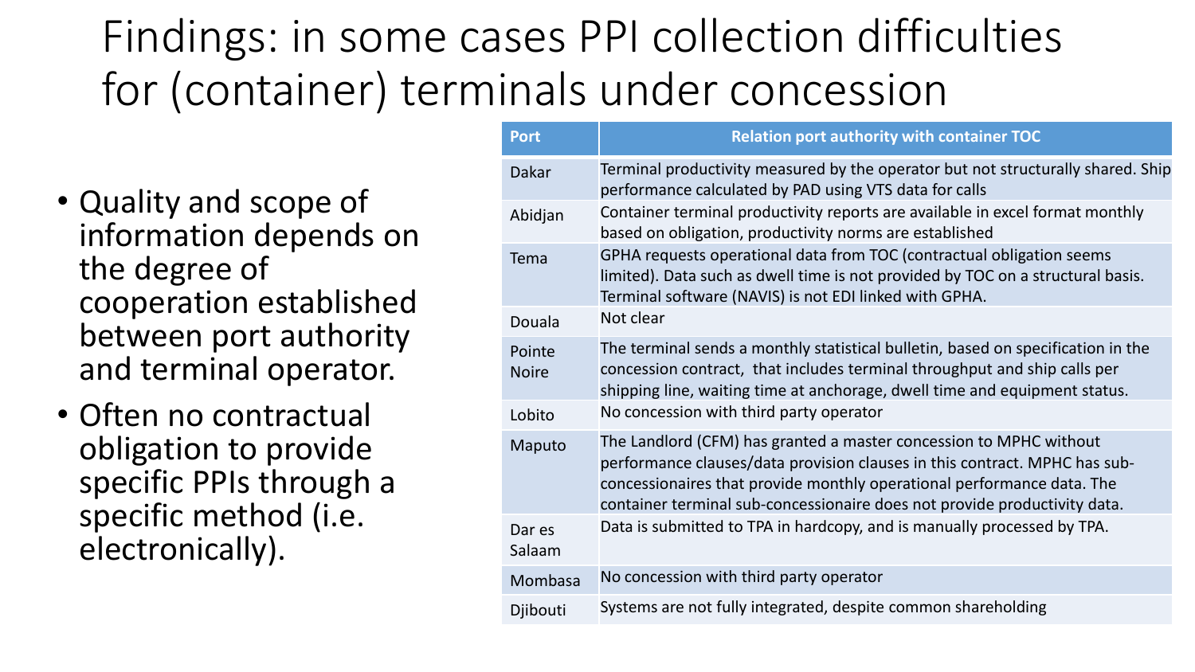# Findings: in some cases PPI collection difficulties for (container) terminals under concession

- Quality and scope of information depends on the degree of cooperation established between port authority and terminal operator.
- Often no contractual obligation to provide specific PPIs through a specific method (i.e. electronically).

| Port | Relation port authority with container TOC |
|---|---|
| Dakar | Terminal productivity measured by the operator but not structurally shared. Ship performance calculated by PAD using VTS data for calls |
| Abidjan | Container terminal productivity reports are available in excel format monthly based on obligation, productivity norms are established |
| Tema | GPHA requests operational data from TOC (contractual obligation seems limited). Data such as dwell time is not provided by TOC on a structural basis. Terminal software (NAVIS) is not EDI linked with GPHA. |
| Douala | Not clear |
| Pointe Noire | The terminal sends a monthly statistical bulletin, based on specification in the concession contract, that includes terminal throughput and ship calls per shipping line, waiting time at anchorage, dwell time and equipment status. |
| Lobito | No concession with third party operator |
| Maputo | The Landlord (CFM) has granted a master concession to MPHC without performance clauses/data provision clauses in this contract. MPHC has sub-concessionaires that provide monthly operational performance data. The container terminal sub-concessionaire does not provide productivity data. |
| Dar es Salaam | Data is submitted to TPA in hardcopy, and is manually processed by TPA. |
| Mombasa | No concession with third party operator |
| Djibouti | Systems are not fully integrated, despite common shareholding |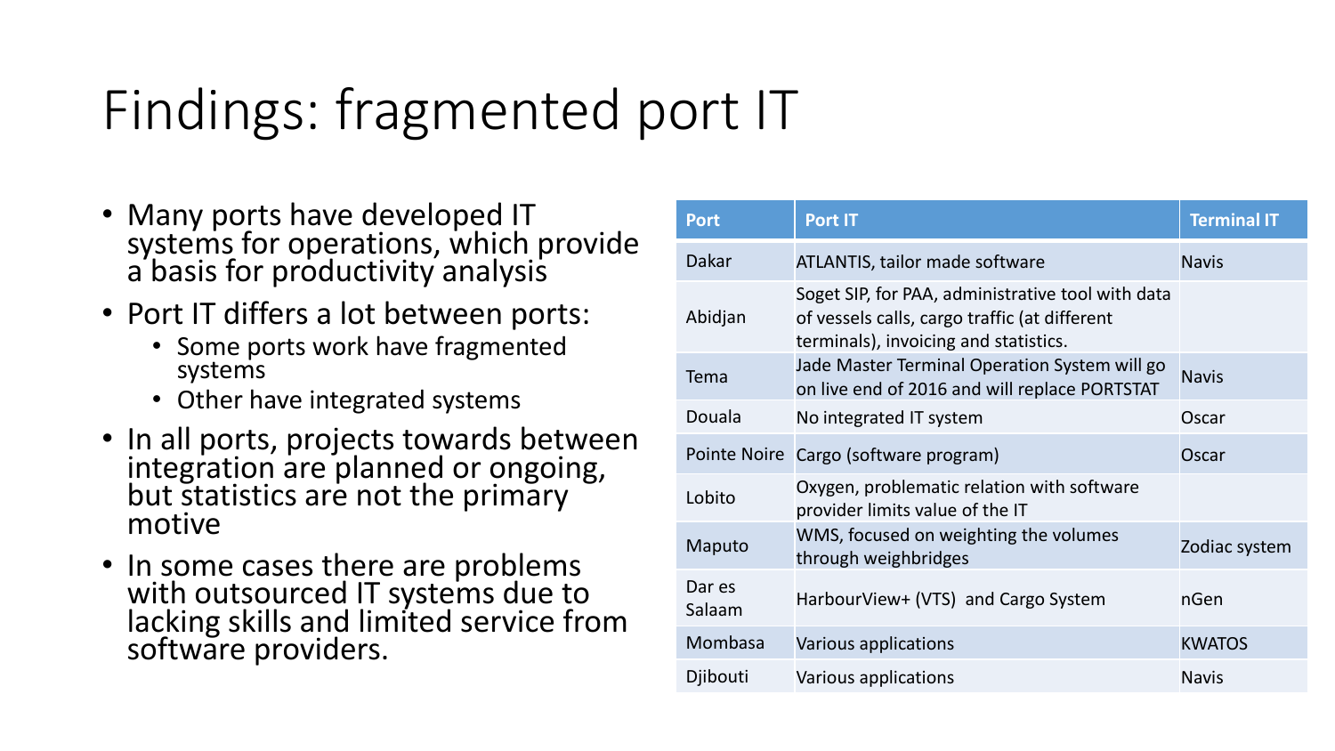# Findings: fragmented port IT

- Many ports have developed IT systems for operations, which provide a basis for productivity analysis
- Port IT differs a lot between ports:
  - Some ports work have fragmented systems
  - Other have integrated systems
- In all ports, projects towards between integration are planned or ongoing, but statistics are not the primary motive
- In some cases there are problems with outsourced IT systems due to lacking skills and limited service from software providers.

| Port | Port IT | Terminal IT |
| --- | --- | --- |
| Dakar | ATLANTIS, tailor made software | Navis |
| Abidjan | Soget SIP, for PAA, administrative tool with data of vessels calls, cargo traffic (at different terminals), invoicing and statistics. | |
| Tema | Jade Master Terminal Operation System will go on live end of 2016 and will replace PORTSTAT | Navis |
| Douala | No integrated IT system | Oscar |
| Pointe Noire | Cargo (software program) | Oscar |
| Lobito | Oxygen, problematic relation with software provider limits value of the IT | |
| Maputo | WMS, focused on weighting the volumes through weighbridges | Zodiac system |
| Dar es Salaam | HarbourView+ (VTS) and Cargo System | nGen |
| Mombasa | Various applications | KWATOS |
| Djibouti | Various applications | Navis |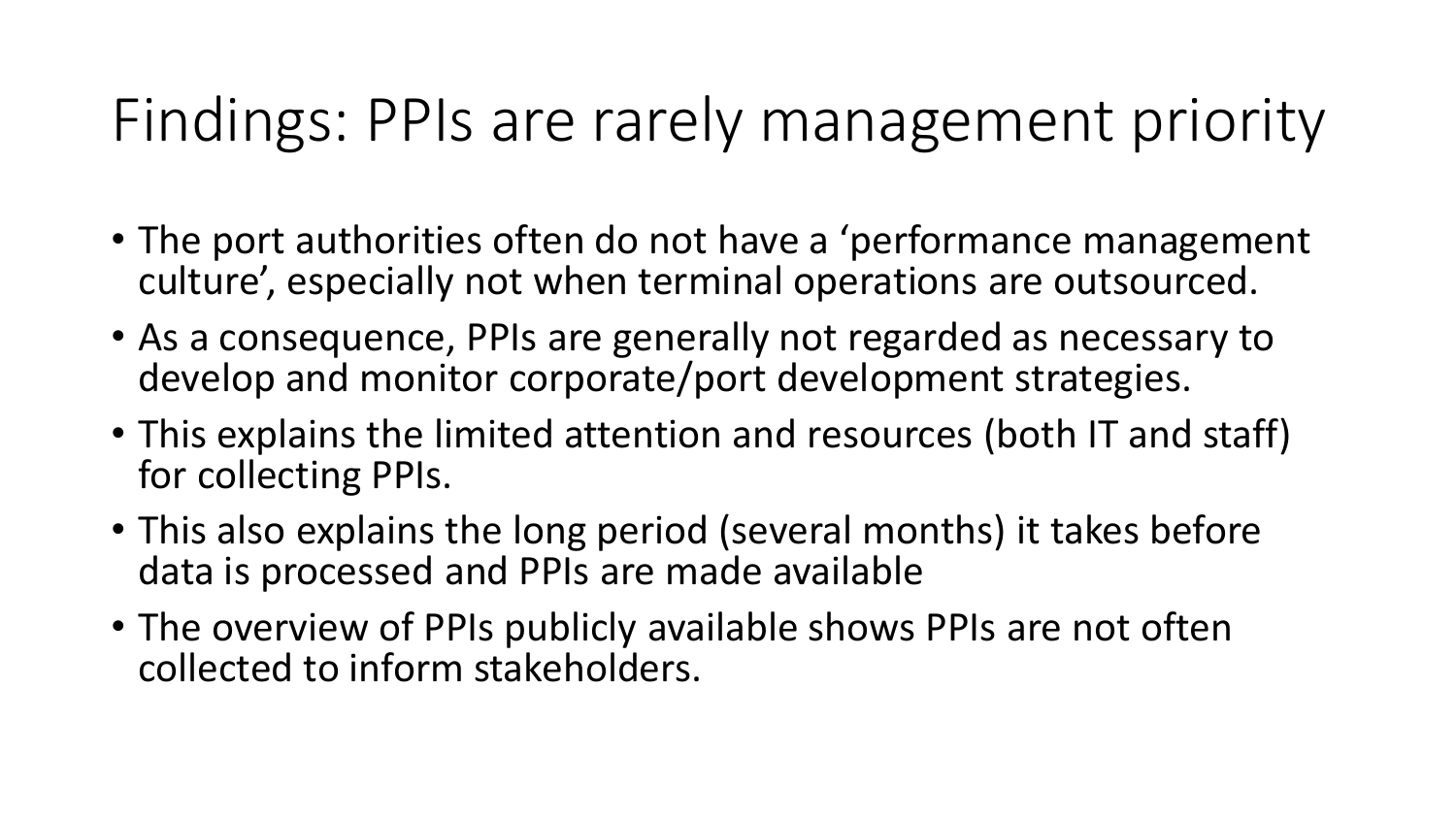# Findings: PPIs are rarely management priority

- The port authorities often do not have a ‘performance management culture’, especially not when terminal operations are outsourced.
- As a consequence, PPIs are generally not regarded as necessary to develop and monitor corporate/port development strategies.
- This explains the limited attention and resources (both IT and staff) for collecting PPIs.
- This also explains the long period (several months) it takes before data is processed and PPIs are made available
- The overview of PPIs publicly available shows PPIs are not often collected to inform stakeholders.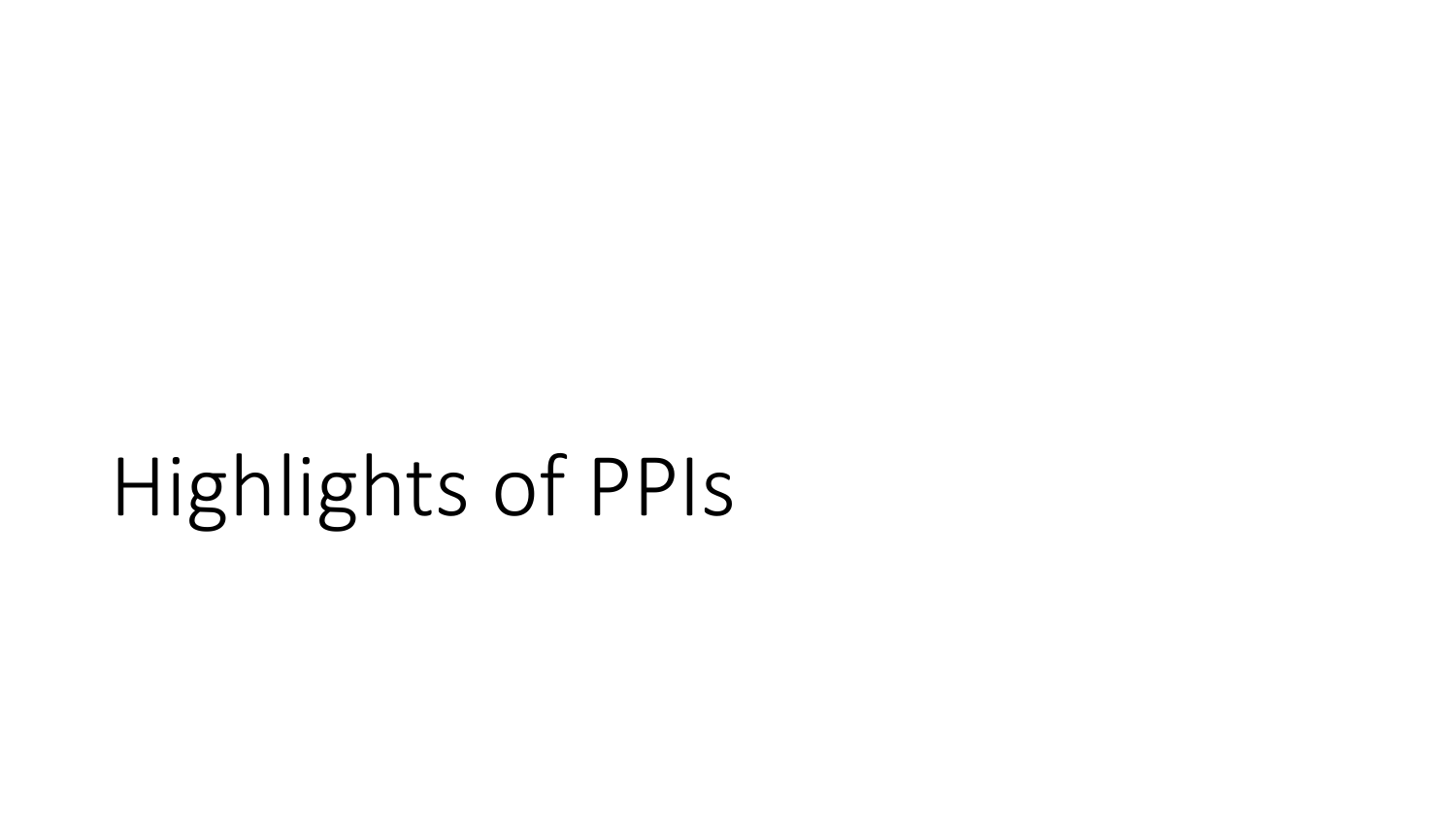# Highlights of PPIs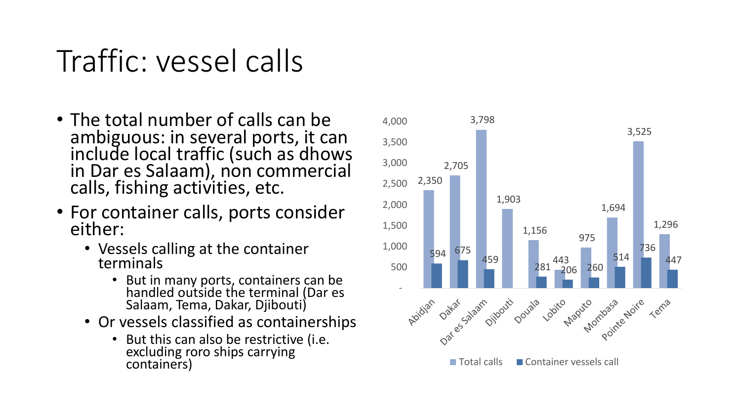# Traffic: vessel calls

- The total number of calls can be ambiguous: in several ports, it can include local traffic (such as dhows in Dar es Salaam), non commercial calls, fishing activities, etc.
- For container calls, ports consider either:
  - Vessels calling at the container terminals
    - But in many ports, containers can be handled outside the terminal (Dar es Salaam, Tema, Dakar, Djibouti)
  - Or vessels classified as containerships
    - But this can also be restrictive (i.e. excluding roro ships carrying containers)

| Port | Total calls | Container vessels call |
| --- | --- | --- |
| Abidjan | 2,350 | 594 |
| Dakar | 2,705 | 675 |
| Dar es Salaam | 3,798 | 459 |
| Djibouti | 1,903 | |
| Douala | 1,156 | 281 |
| Lobito | 443 | 206 |
| Maputo | 975 | 260 |
| Mombasa | 1,694 | 514 |
| Pointe Noire | 3,525 | 736 |
| Tema | 1,296 | 447 |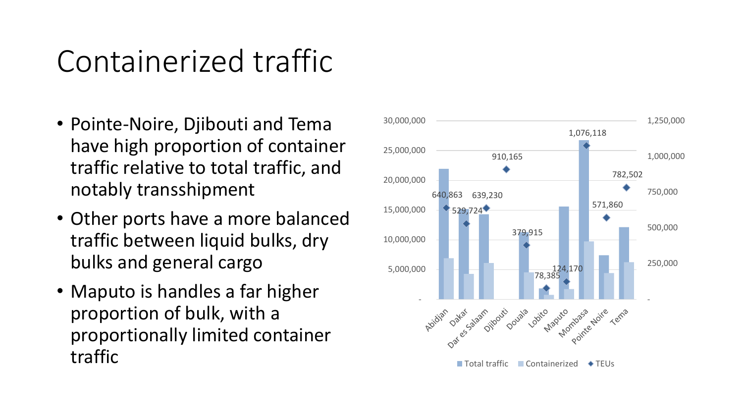# Containerized traffic

- Pointe-Noire, Djibouti and Tema have high proportion of container traffic relative to total traffic, and notably transshipment
- Other ports have a more balanced traffic between liquid bulks, dry bulks and general cargo
- Maputo is handles a far higher proportion of bulk, with a proportionally limited container traffic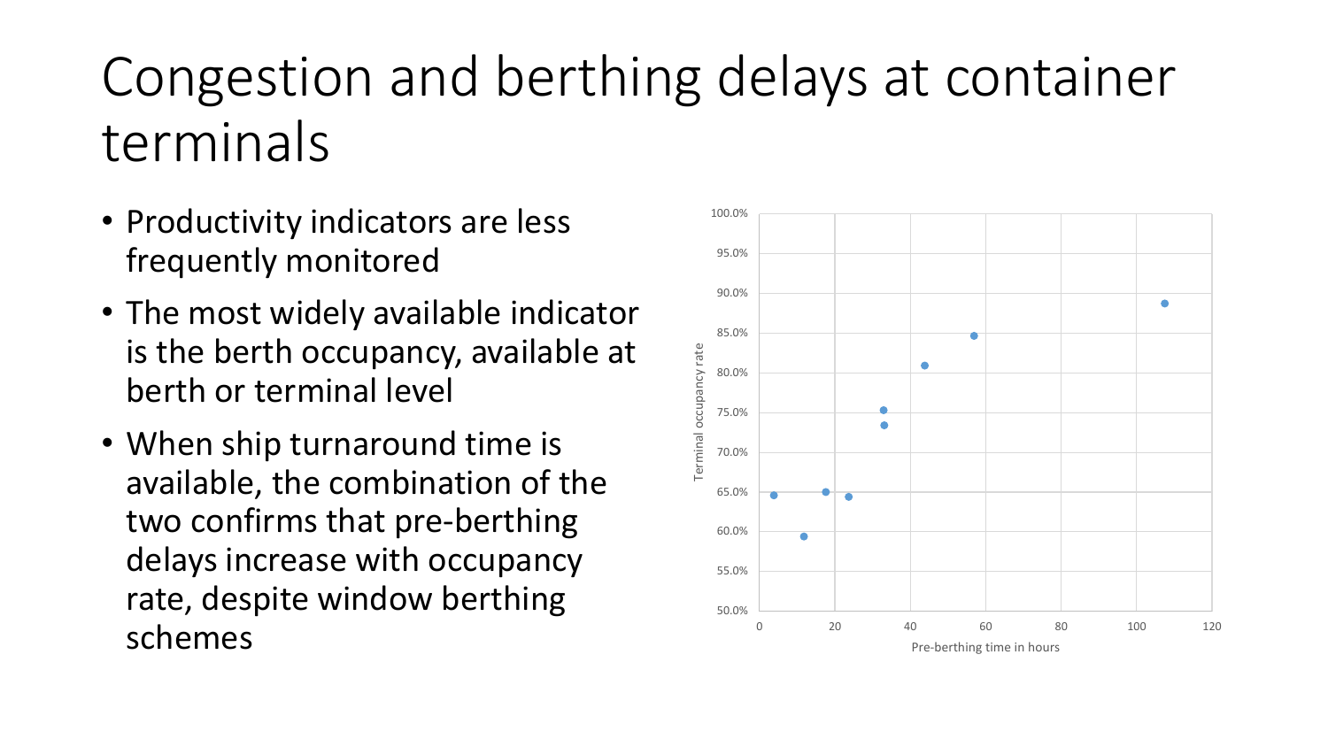# Congestion and berthing delays at container terminals

- Productivity indicators are less frequently monitored
- The most widely available indicator is the berth occupancy, available at berth or terminal level
- When ship turnaround time is available, the combination of the two confirms that pre-berthing delays increase with occupancy rate, despite window berthing schemes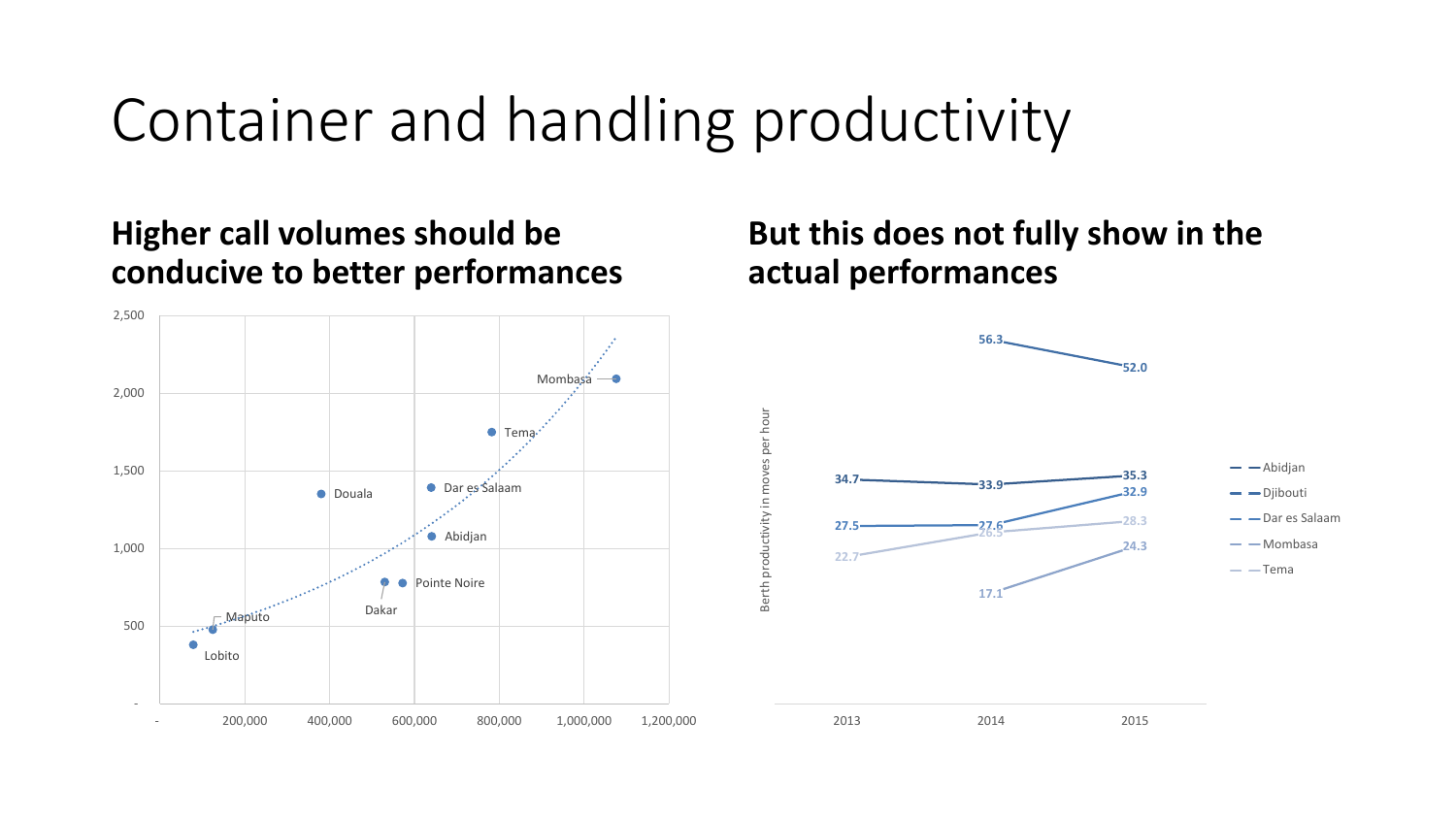# Container and handling productivity

## Higher call volumes should be conducive to better performances

## But this does not fully show in the actual performances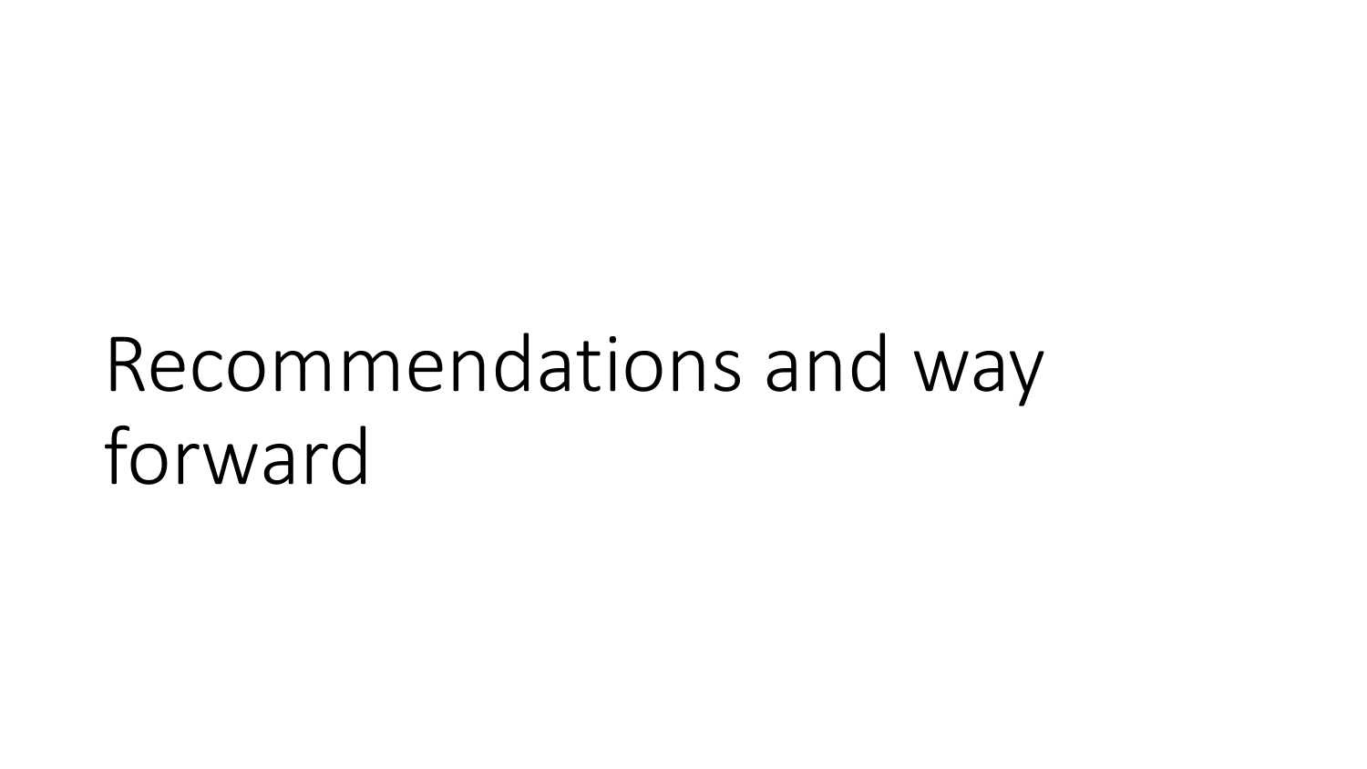# Recommendations and way forward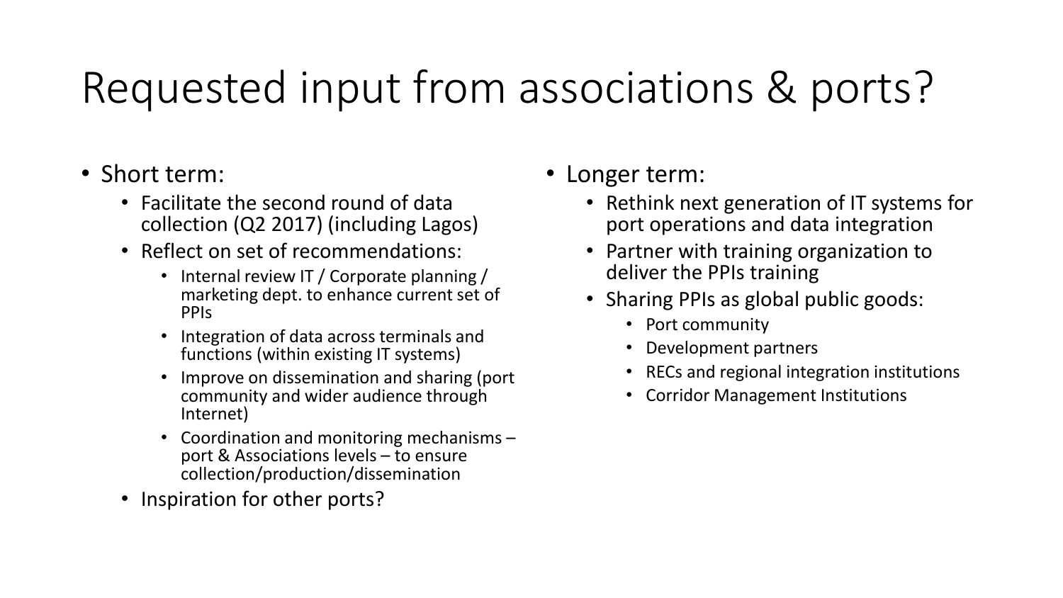# Requested input from associations & ports?

- Short term:
  - Facilitate the second round of data collection (Q2 2017) (including Lagos)
  - Reflect on set of recommendations:
    - Internal review IT / Corporate planning / marketing dept. to enhance current set of PPIs
    - Integration of data across terminals and functions (within existing IT systems)
    - Improve on dissemination and sharing (port community and wider audience through Internet)
    - Coordination and monitoring mechanisms – port & Associations levels – to ensure collection/production/dissemination
  - Inspiration for other ports?
- Longer term:
  - Rethink next generation of IT systems for port operations and data integration
  - Partner with training organization to deliver the PPIs training
  - Sharing PPIs as global public goods:
    - Port community
    - Development partners
    - RECs and regional integration institutions
    - Corridor Management Institutions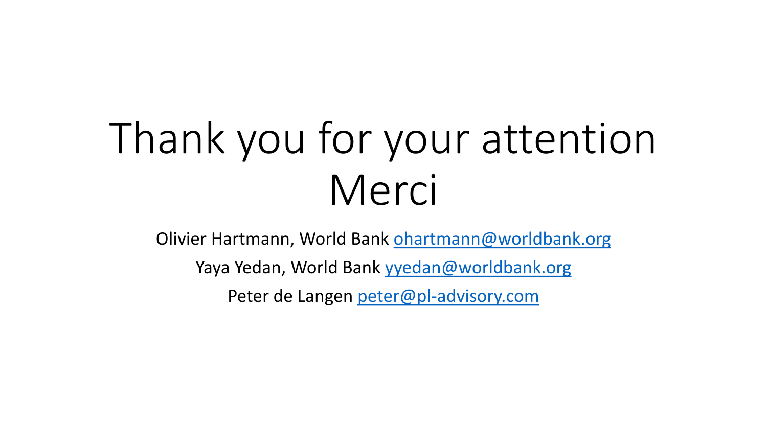# Thank you for your attention
# Merci

Olivier Hartmann, World Bank ohartmann@worldbank.org

Yaya Yedan, World Bank yyedan@worldbank.org

Peter de Langen peter@pl-advisory.com